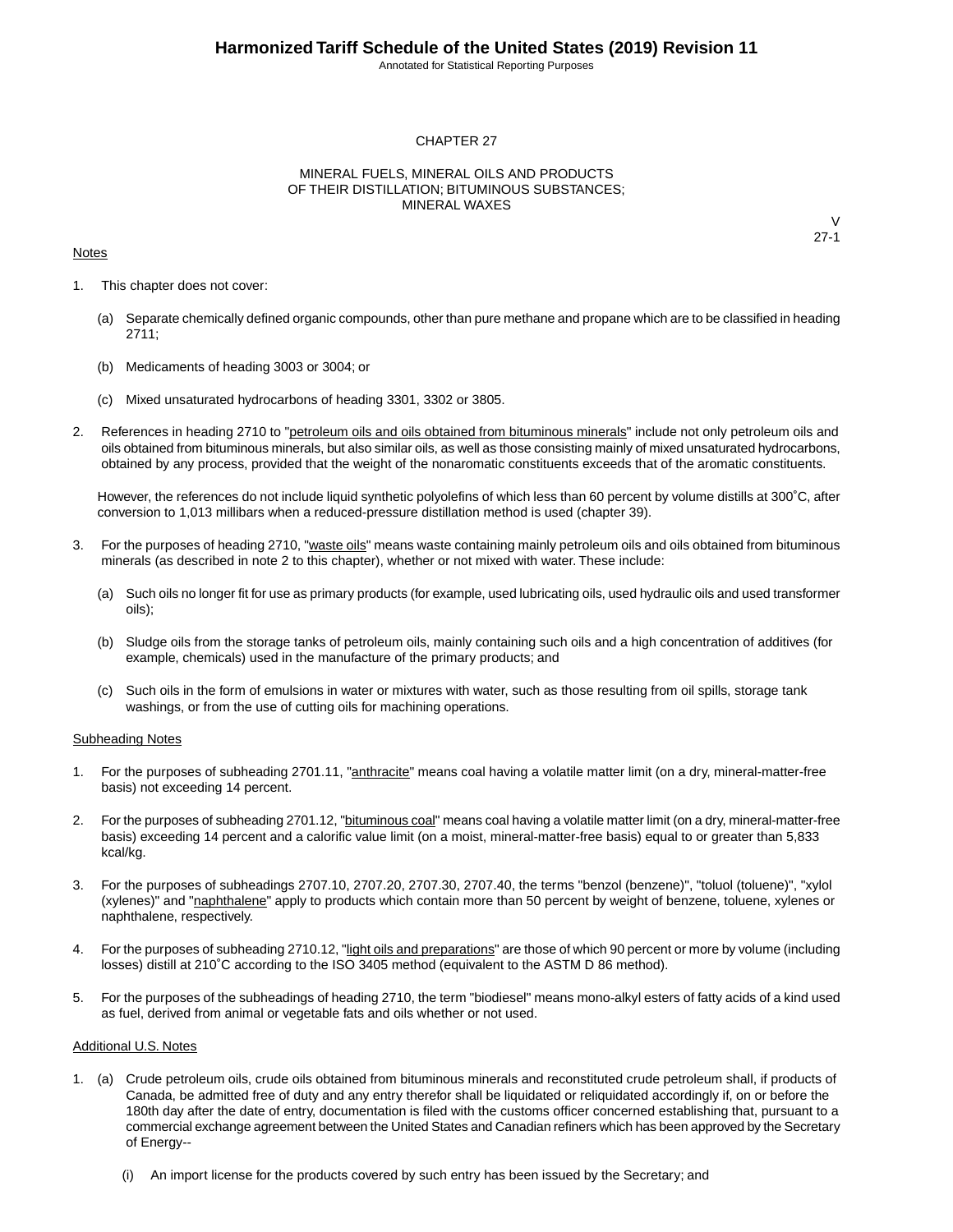# CHAPTER 27

## MINERAL FUELS, MINERAL OILS AND PRODUCTS OF THEIR DISTILLATION; BITUMINOUS SUBSTANCES; MINERAL WAXES

V
27-1

Notes

1. This chapter does not cover:

   (a) Separate chemically defined organic compounds, other than pure methane and propane which are to be classified in heading 2711;

   (b) Medicaments of heading 3003 or 3004; or

   (c) Mixed unsaturated hydrocarbons of heading 3301, 3302 or 3805.

2. References in heading 2710 to "petroleum oils and oils obtained from bituminous minerals" include not only petroleum oils and oils obtained from bituminous minerals, but also similar oils, as well as those consisting mainly of mixed unsaturated hydrocarbons, obtained by any process, provided that the weight of the nonaromatic constituents exceeds that of the aromatic constituents.

   However, the references do not include liquid synthetic polyolefins of which less than 60 percent by volume distills at 300˚C, after conversion to 1,013 millibars when a reduced-pressure distillation method is used (chapter 39).

3. For the purposes of heading 2710, "waste oils" means waste containing mainly petroleum oils and oils obtained from bituminous minerals (as described in note 2 to this chapter), whether or not mixed with water. These include:

   (a) Such oils no longer fit for use as primary products (for example, used lubricating oils, used hydraulic oils and used transformer oils);

   (b) Sludge oils from the storage tanks of petroleum oils, mainly containing such oils and a high concentration of additives (for example, chemicals) used in the manufacture of the primary products; and

   (c) Such oils in the form of emulsions in water or mixtures with water, such as those resulting from oil spills, storage tank washings, or from the use of cutting oils for machining operations.

Subheading Notes

1. For the purposes of subheading 2701.11, "anthracite" means coal having a volatile matter limit (on a dry, mineral-matter-free basis) not exceeding 14 percent.

2. For the purposes of subheading 2701.12, "bituminous coal" means coal having a volatile matter limit (on a dry, mineral-matter-free basis) exceeding 14 percent and a calorific value limit (on a moist, mineral-matter-free basis) equal to or greater than 5,833 kcal/kg.

3. For the purposes of subheadings 2707.10, 2707.20, 2707.30, 2707.40, the terms "benzol (benzene)", "toluol (toluene)", "xylol (xylenes)" and "naphthalene" apply to products which contain more than 50 percent by weight of benzene, toluene, xylenes or naphthalene, respectively.

4. For the purposes of subheading 2710.12, "light oils and preparations" are those of which 90 percent or more by volume (including losses) distill at 210˚C according to the ISO 3405 method (equivalent to the ASTM D 86 method).

5. For the purposes of the subheadings of heading 2710, the term "biodiesel" means mono-alkyl esters of fatty acids of a kind used as fuel, derived from animal or vegetable fats and oils whether or not used.

Additional U.S. Notes

1. (a) Crude petroleum oils, crude oils obtained from bituminous minerals and reconstituted crude petroleum shall, if products of Canada, be admitted free of duty and any entry therefor shall be liquidated or reliquidated accordingly if, on or before the 180th day after the date of entry, documentation is filed with the customs officer concerned establishing that, pursuant to a commercial exchange agreement between the United States and Canadian refiners which has been approved by the Secretary of Energy--

   (i) An import license for the products covered by such entry has been issued by the Secretary; and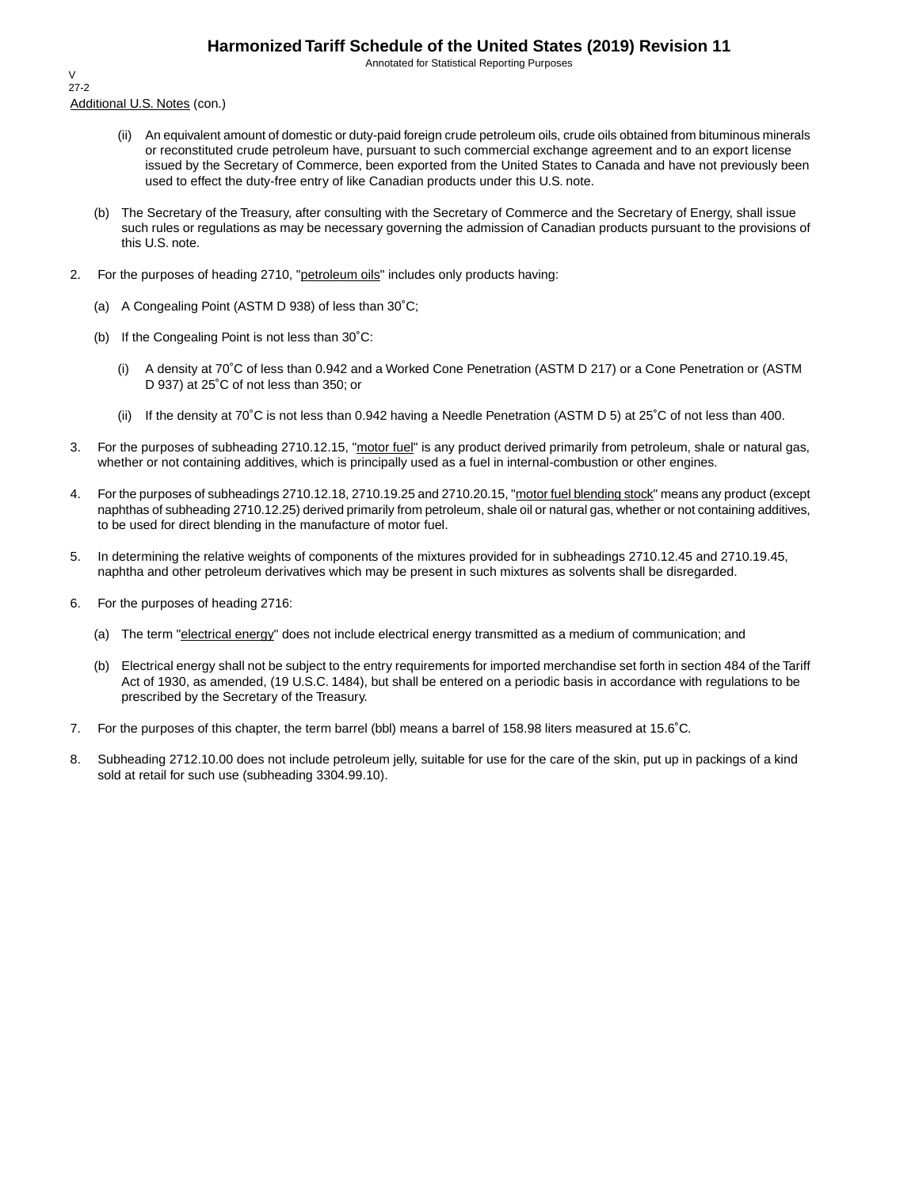Additional U.S. Notes (con.)

(ii) An equivalent amount of domestic or duty-paid foreign crude petroleum oils, crude oils obtained from bituminous minerals or reconstituted crude petroleum have, pursuant to such commercial exchange agreement and to an export license issued by the Secretary of Commerce, been exported from the United States to Canada and have not previously been used to effect the duty-free entry of like Canadian products under this U.S. note.

(b) The Secretary of the Treasury, after consulting with the Secretary of Commerce and the Secretary of Energy, shall issue such rules or regulations as may be necessary governing the admission of Canadian products pursuant to the provisions of this U.S. note.

2. For the purposes of heading 2710, "petroleum oils" includes only products having:

   (a) A Congealing Point (ASTM D 938) of less than 30˚C;

   (b) If the Congealing Point is not less than 30˚C:

      (i) A density at 70˚C of less than 0.942 and a Worked Cone Penetration (ASTM D 217) or a Cone Penetration or (ASTM D 937) at 25˚C of not less than 350; or

      (ii) If the density at 70˚C is not less than 0.942 having a Needle Penetration (ASTM D 5) at 25˚C of not less than 400.

3. For the purposes of subheading 2710.12.15, "motor fuel" is any product derived primarily from petroleum, shale or natural gas, whether or not containing additives, which is principally used as a fuel in internal-combustion or other engines.

4. For the purposes of subheadings 2710.12.18, 2710.19.25 and 2710.20.15, "motor fuel blending stock" means any product (except naphthas of subheading 2710.12.25) derived primarily from petroleum, shale oil or natural gas, whether or not containing additives, to be used for direct blending in the manufacture of motor fuel.

5. In determining the relative weights of components of the mixtures provided for in subheadings 2710.12.45 and 2710.19.45, naphtha and other petroleum derivatives which may be present in such mixtures as solvents shall be disregarded.

6. For the purposes of heading 2716:

   (a) The term "electrical energy" does not include electrical energy transmitted as a medium of communication; and

   (b) Electrical energy shall not be subject to the entry requirements for imported merchandise set forth in section 484 of the Tariff Act of 1930, as amended, (19 U.S.C. 1484), but shall be entered on a periodic basis in accordance with regulations to be prescribed by the Secretary of the Treasury.

7. For the purposes of this chapter, the term barrel (bbl) means a barrel of 158.98 liters measured at 15.6˚C.

8. Subheading 2712.10.00 does not include petroleum jelly, suitable for use for the care of the skin, put up in packings of a kind sold at retail for such use (subheading 3304.99.10).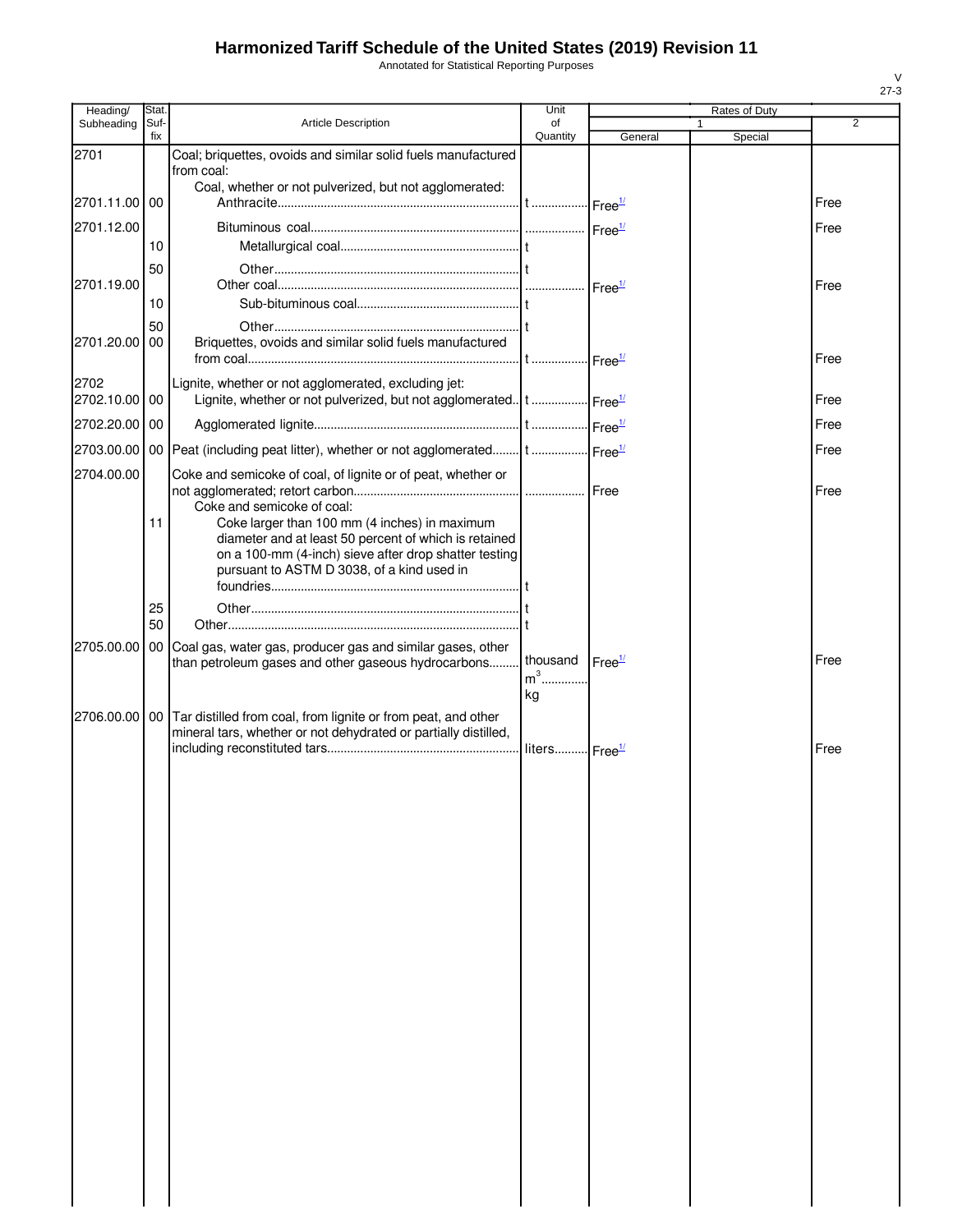# Harmonized Tariff Schedule of the United States (2019) Revision 11

Annotated for Statistical Reporting Purposes

| Heading/ Subheading | Stat. Suf- fix | Article Description | Unit of Quantity | Rates of Duty 1 General | Special | 2 |
|---|---|---|---|---|---|---|
| 2701 | | Coal; briquettes, ovoids and similar solid fuels manufactured from coal: | | | | |
| | | Coal, whether or not pulverized, but not agglomerated: | | | | |
| 2701.11.00 | 00 | Anthracite | t | Free[1/] | | Free |
| 2701.12.00 | | Bituminous coal | | Free[1/] | | Free |
| | 10 | Metallurgical coal | t | | | |
| | 50 | Other | t | | | |
| 2701.19.00 | | Other coal | | Free[1/] | | Free |
| | 10 | Sub-bituminous coal | t | | | |
| | 50 | Other | t | | | |
| 2701.20.00 | 00 | Briquettes, ovoids and similar solid fuels manufactured from coal | t | Free[1/] | | Free |
| 2702 | | Lignite, whether or not agglomerated, excluding jet: | | | | |
| 2702.10.00 | 00 | Lignite, whether or not pulverized, but not agglomerated | t | Free[1/] | | Free |
| 2702.20.00 | 00 | Agglomerated lignite | t | Free[1/] | | Free |
| 2703.00.00 | 00 | Peat (including peat litter), whether or not agglomerated | t | Free[1/] | | Free |
| 2704.00.00 | | Coke and semicoke of coal, of lignite or of peat, whether or not agglomerated; retort carbon | | Free | | Free |
| | | Coke and semicoke of coal: | | | | |
| | 11 | Coke larger than 100 mm (4 inches) in maximum diameter and at least 50 percent of which is retained on a 100-mm (4-inch) sieve after drop shatter testing pursuant to ASTM D 3038, of a kind used in foundries | t | | | |
| | 25 | Other | t | | | |
| | 50 | Other | t | | | |
| 2705.00.00 | 00 | Coal gas, water gas, producer gas and similar gases, other than petroleum gases and other gaseous hydrocarbons | thousand $m^3$ kg | Free[1/] | | Free |
| 2706.00.00 | 00 | Tar distilled from coal, from lignite or from peat, and other mineral tars, whether or not dehydrated or partially distilled, including reconstituted tars | liters | Free[1/] | | Free |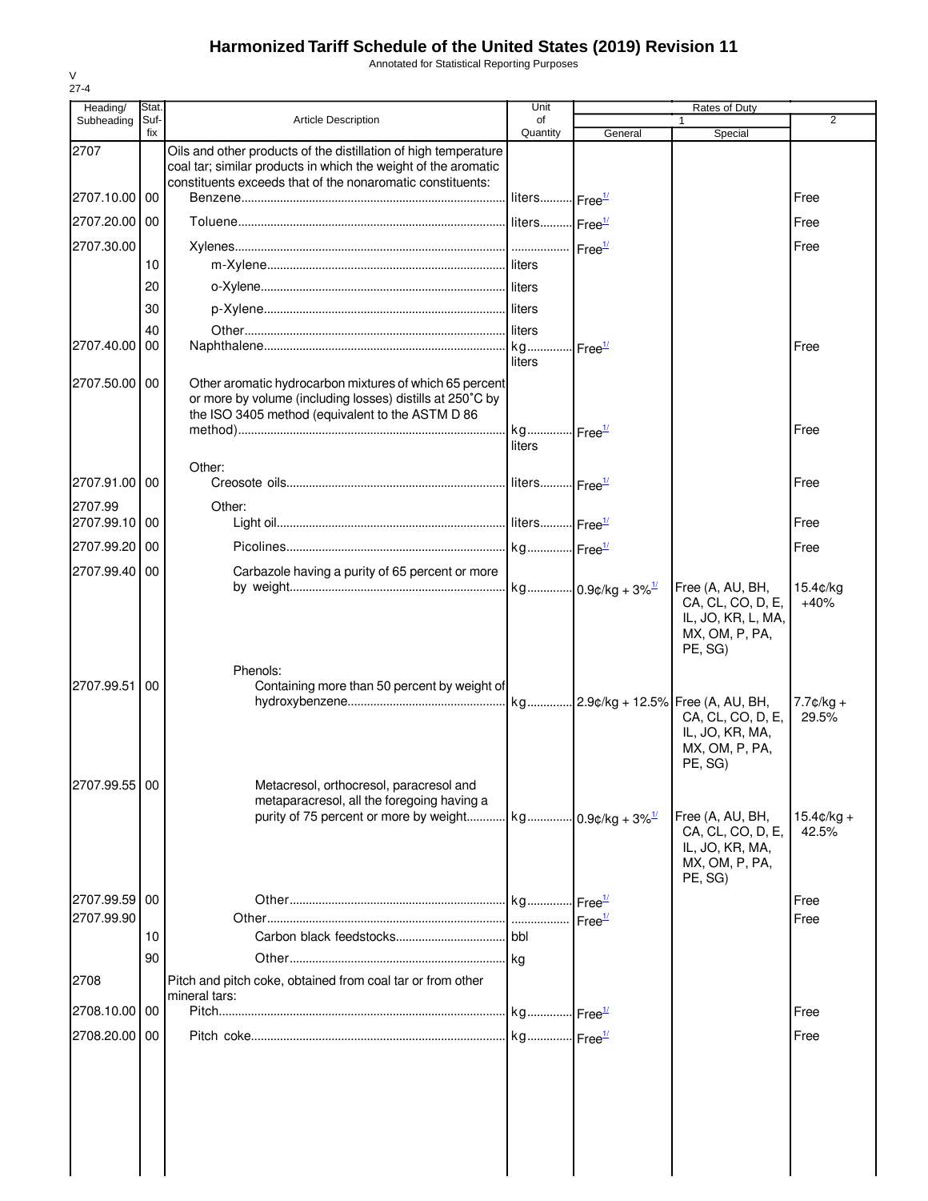# Harmonized Tariff Schedule of the United States (2019) Revision 11

Annotated for Statistical Reporting Purposes

V
27-4

| Heading/ Subheading | Stat. Suf- fix | Article Description | Unit of Quantity | Rates of Duty 1 General | Rates of Duty 1 Special | Rates of Duty 2 |
|---|---|---|---|---|---|---|
| 2707 | | Oils and other products of the distillation of high temperature coal tar; similar products in which the weight of the aromatic constituents exceeds that of the nonaromatic constituents: | | | | |
| 2707.10.00 | 00 | Benzene | liters | Free[1/] | | Free |
| 2707.20.00 | 00 | Toluene | liters | Free[1/] | | Free |
| 2707.30.00 | | Xylenes | | Free[1/] | | Free |
| | 10 | m-Xylene | liters | | | |
| | 20 | o-Xylene | liters | | | |
| | 30 | p-Xylene | liters | | | |
| | 40 | Other | liters | | | |
| 2707.40.00 | 00 | Naphthalene | kg liters | Free[1/] | | Free |
| 2707.50.00 | 00 | Other aromatic hydrocarbon mixtures of which 65 percent or more by volume (including losses) distills at 250°C by the ISO 3405 method (equivalent to the ASTM D 86 method) | kg liters | Free[1/] | | Free |
| | | Other: | | | | |
| 2707.91.00 | 00 | Creosote oils | liters | Free[1/] | | Free |
| 2707.99 | | Other: | | | | |
| 2707.99.10 | 00 | Light oil | liters | Free[1/] | | Free |
| 2707.99.20 | 00 | Picolines | kg | Free[1/] | | Free |
| 2707.99.40 | 00 | Carbazole having a purity of 65 percent or more by weight | kg | 0.9¢/kg + 3%[1/] | Free (A, AU, BH, CA, CL, CO, D, E, IL, JO, KR, L, MA, MX, OM, P, PA, PE, SG) | 15.4¢/kg +40% |
| | | Phenols: | | | | |
| 2707.99.51 | 00 | Containing more than 50 percent by weight of hydroxybenzene | kg | 2.9¢/kg + 12.5% | Free (A, AU, BH, CA, CL, CO, D, E, IL, JO, KR, MA, MX, OM, P, PA, PE, SG) | 7.7¢/kg + 29.5% |
| 2707.99.55 | 00 | Metacresol, orthocresol, paracresol and metaparacresol, all the foregoing having a purity of 75 percent or more by weight | kg | 0.9¢/kg + 3%[1/] | Free (A, AU, BH, CA, CL, CO, D, E, IL, JO, KR, MA, MX, OM, P, PA, PE, SG) | 15.4¢/kg + 42.5% |
| 2707.99.59 | 00 | Other | kg | Free[1/] | | Free |
| 2707.99.90 | | Other | | Free[1/] | | Free |
| | 10 | Carbon black feedstocks | bbl | | | |
| | 90 | Other | kg | | | |
| 2708 | | Pitch and pitch coke, obtained from coal tar or from other mineral tars: | | | | |
| 2708.10.00 | 00 | Pitch | kg | Free[1/] | | Free |
| 2708.20.00 | 00 | Pitch coke | kg | Free[1/] | | Free |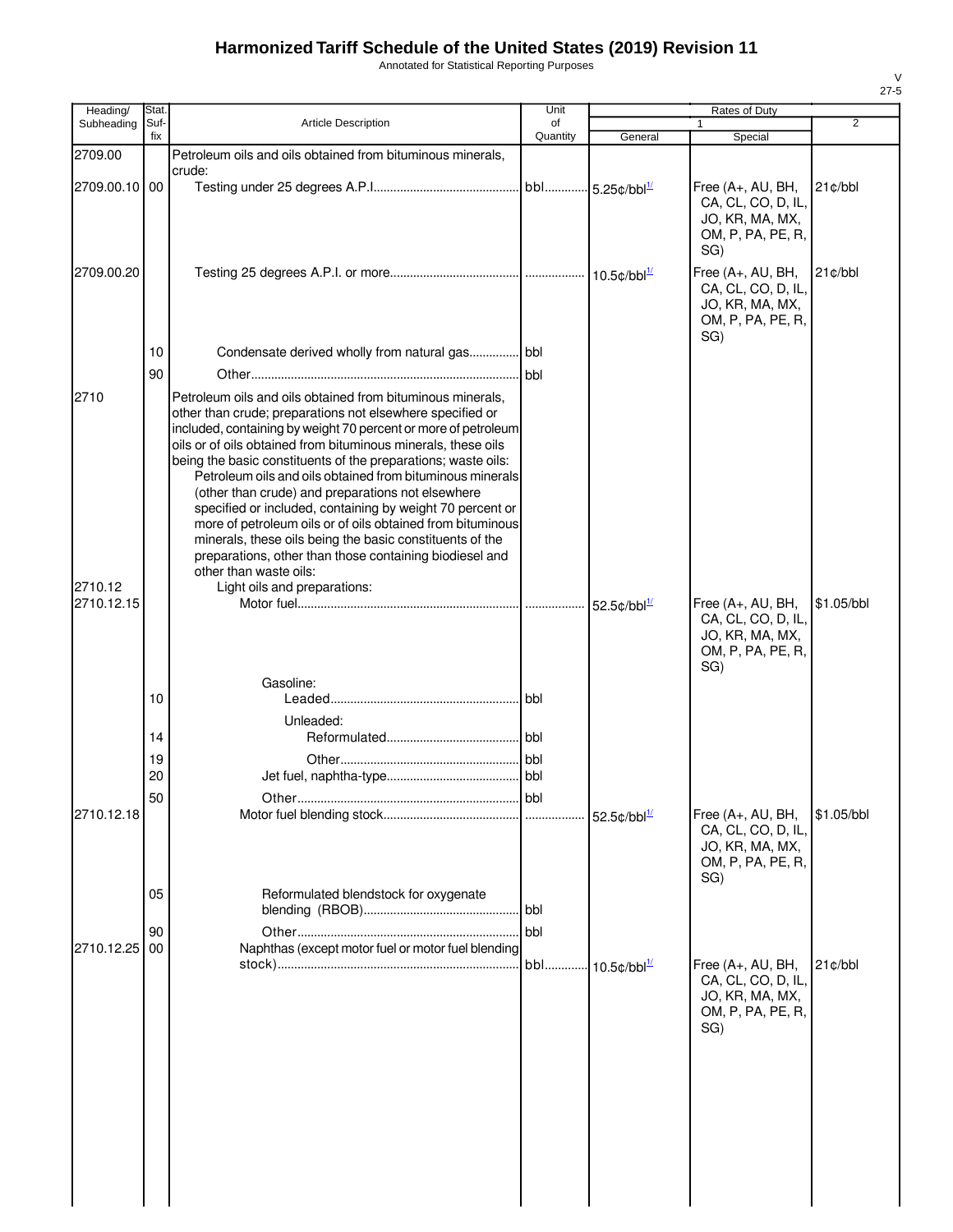# Harmonized Tariff Schedule of the United States (2019) Revision 11

Annotated for Statistical Reporting Purposes

| Heading/ Subheading | Stat. Suf- fix | Article Description | Unit of Quantity | Rates of Duty 1 General | Special | 2 |
|---|---|---|---|---|---|---|
| 2709.00 | | Petroleum oils and oils obtained from bituminous minerals, crude: | | | | |
| 2709.00.10 | 00 | Testing under 25 degrees A.P.I. | bbl | 5.25¢/bbl[1/] | Free (A+, AU, BH, CA, CL, CO, D, IL, JO, KR, MA, MX, OM, P, PA, PE, R, SG) | 21¢/bbl |
| 2709.00.20 | | Testing 25 degrees A.P.I. or more | | 10.5¢/bbl[1/] | Free (A+, AU, BH, CA, CL, CO, D, IL, JO, KR, MA, MX, OM, P, PA, PE, R, SG) | 21¢/bbl |
| | 10 | Condensate derived wholly from natural gas | bbl | | | |
| | 90 | Other | bbl | | | |
| 2710 | | Petroleum oils and oils obtained from bituminous minerals, other than crude; preparations not elsewhere specified or included, containing by weight 70 percent or more of petroleum oils or of oils obtained from bituminous minerals, these oils being the basic constituents of the preparations; waste oils: | | | | |
| | | Petroleum oils and oils obtained from bituminous minerals (other than crude) and preparations not elsewhere specified or included, containing by weight 70 percent or more of petroleum oils or of oils obtained from bituminous minerals, these oils being the basic constituents of the preparations, other than those containing biodiesel and other than waste oils: | | | | |
| 2710.12 | | Light oils and preparations: | | | | |
| 2710.12.15 | | Motor fuel | | 52.5¢/bbl[1/] | Free (A+, AU, BH, CA, CL, CO, D, IL, JO, KR, MA, MX, OM, P, PA, PE, R, SG) | $1.05/bbl |
| | | Gasoline: | | | | |
| | 10 | Leaded | bbl | | | |
| | | Unleaded: | | | | |
| | 14 | Reformulated | bbl | | | |
| | 19 | Other | bbl | | | |
| | 20 | Jet fuel, naphtha-type | bbl | | | |
| | 50 | Other | bbl | | | |
| 2710.12.18 | | Motor fuel blending stock | | 52.5¢/bbl[1/] | Free (A+, AU, BH, CA, CL, CO, D, IL, JO, KR, MA, MX, OM, P, PA, PE, R, SG) | $1.05/bbl |
| | 05 | Reformulated blendstock for oxygenate blending (RBOB) | bbl | | | |
| | 90 | Other | bbl | | | |
| 2710.12.25 | 00 | Naphthas (except motor fuel or motor fuel blending stock) | bbl | 10.5¢/bbl[1/] | Free (A+, AU, BH, CA, CL, CO, D, IL, JO, KR, MA, MX, OM, P, PA, PE, R, SG) | 21¢/bbl |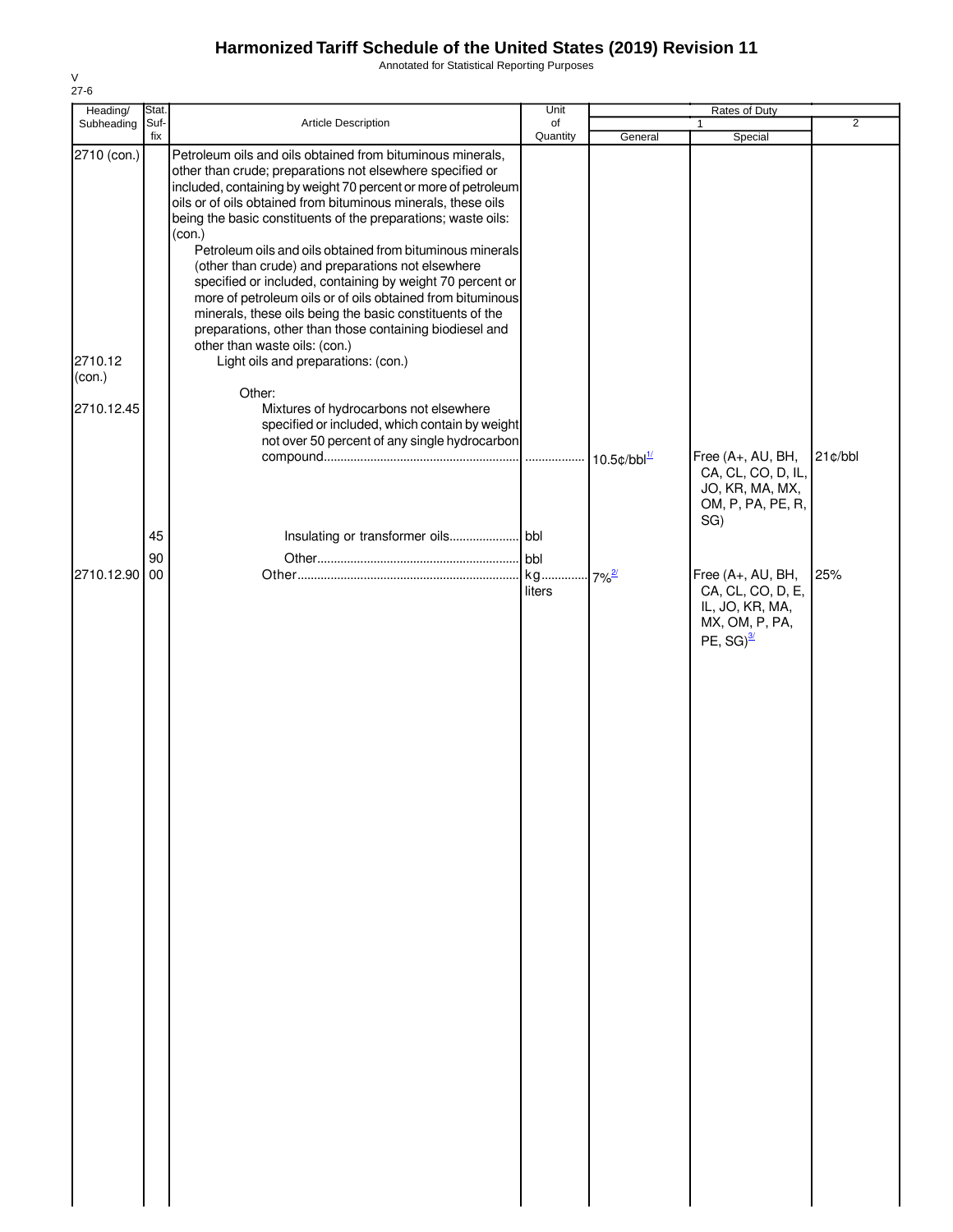# Harmonized Tariff Schedule of the United States (2019) Revision 11

Annotated for Statistical Reporting Purposes

V
27-6

| Heading/ Subheading | Stat. Suf- fix | Article Description | Unit of Quantity | Rates of Duty 1 General | Special | 2 |
|---|---|---|---|---|---|---|
| 2710 (con.) | | Petroleum oils and oils obtained from bituminous minerals, other than crude; preparations not elsewhere specified or included, containing by weight 70 percent or more of petroleum oils or of oils obtained from bituminous minerals, these oils being the basic constituents of the preparations; waste oils: (con.) | | | | |
| | | Petroleum oils and oils obtained from bituminous minerals (other than crude) and preparations not elsewhere specified or included, containing by weight 70 percent or more of petroleum oils or of oils obtained from bituminous minerals, these oils being the basic constituents of the preparations, other than those containing biodiesel and other than waste oils: (con.) | | | | |
| 2710.12 (con.) | | Light oils and preparations: (con.) | | | | |
| | | Other: | | | | |
| 2710.12.45 | | Mixtures of hydrocarbons not elsewhere specified or included, which contain by weight not over 50 percent of any single hydrocarbon compound | | 10.5¢/bbl[1/] | Free (A+, AU, BH, CA, CL, CO, D, IL, JO, KR, MA, MX, OM, P, PA, PE, R, SG) | 21¢/bbl |
| | 45 | Insulating or transformer oils | bbl | | | |
| | 90 | Other | bbl | | | |
| 2710.12.90 | 00 | Other | kg liters | 7%[2/] | Free (A+, AU, BH, CA, CL, CO, D, E, IL, JO, KR, MA, MX, OM, P, PA, PE, SG)[3/] | 25% |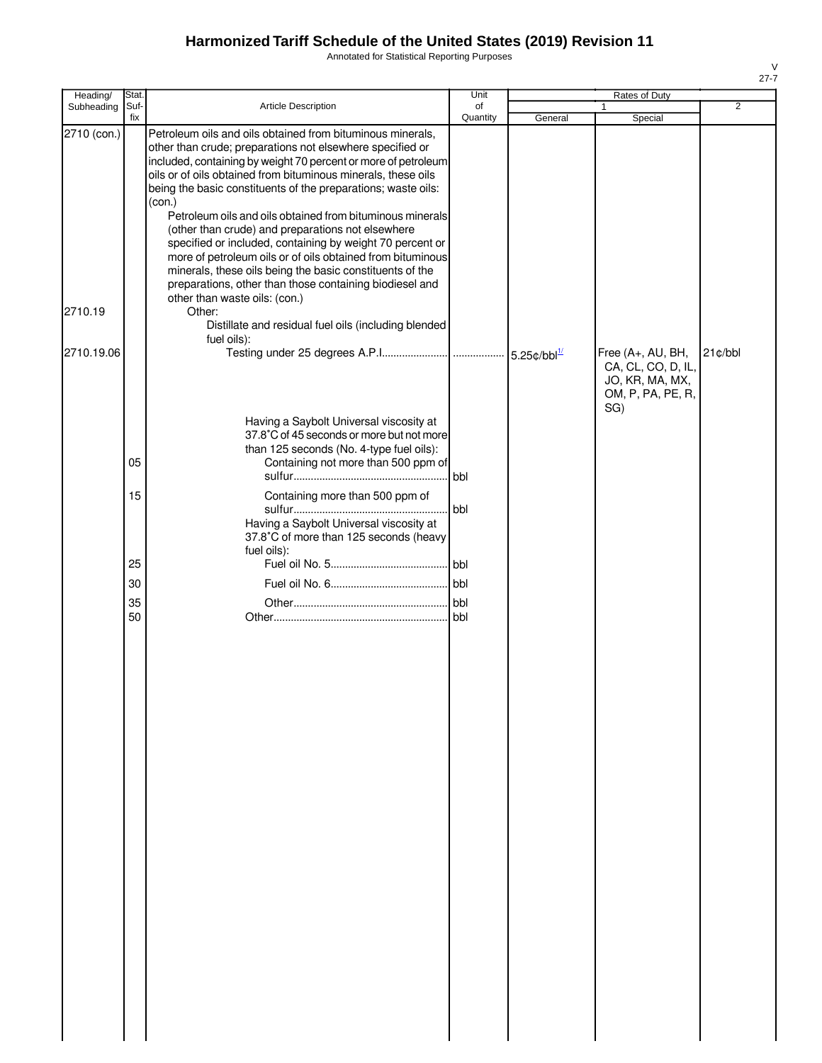# Harmonized Tariff Schedule of the United States (2019) Revision 11

Annotated for Statistical Reporting Purposes

| Heading/ Subheading | Stat. Suf- fix | Article Description | Unit of Quantity | Rates of Duty 1 General | Rates of Duty 1 Special | Rates of Duty 2 |
|---|---|---|---|---|---|---|
| 2710 (con.) | | Petroleum oils and oils obtained from bituminous minerals, other than crude; preparations not elsewhere specified or included, containing by weight 70 percent or more of petroleum oils or of oils obtained from bituminous minerals, these oils being the basic constituents of the preparations; waste oils: (con.) | | | | |
| | | Petroleum oils and oils obtained from bituminous minerals (other than crude) and preparations not elsewhere specified or included, containing by weight 70 percent or more of petroleum oils or of oils obtained from bituminous minerals, these oils being the basic constituents of the preparations, other than those containing biodiesel and other than waste oils: (con.) | | | | |
| 2710.19 | | Other: | | | | |
| | | Distillate and residual fuel oils (including blended fuel oils): | | | | |
| 2710.19.06 | | Testing under 25 degrees A.P.I. | | 5.25¢/bbl[1/] | Free (A+, AU, BH, CA, CL, CO, D, IL, JO, KR, MA, MX, OM, P, PA, PE, R, SG) | 21¢/bbl |
| | | Having a Saybolt Universal viscosity at 37.8˚C of 45 seconds or more but not more than 125 seconds (No. 4-type fuel oils): | | | | |
| | 05 | Containing not more than 500 ppm of sulfur | bbl | | | |
| | 15 | Containing more than 500 ppm of sulfur | bbl | | | |
| | | Having a Saybolt Universal viscosity at 37.8˚C of more than 125 seconds (heavy fuel oils): | | | | |
| | 25 | Fuel oil No. 5 | bbl | | | |
| | 30 | Fuel oil No. 6 | bbl | | | |
| | 35 | Other | bbl | | | |
| | 50 | Other | bbl | | | |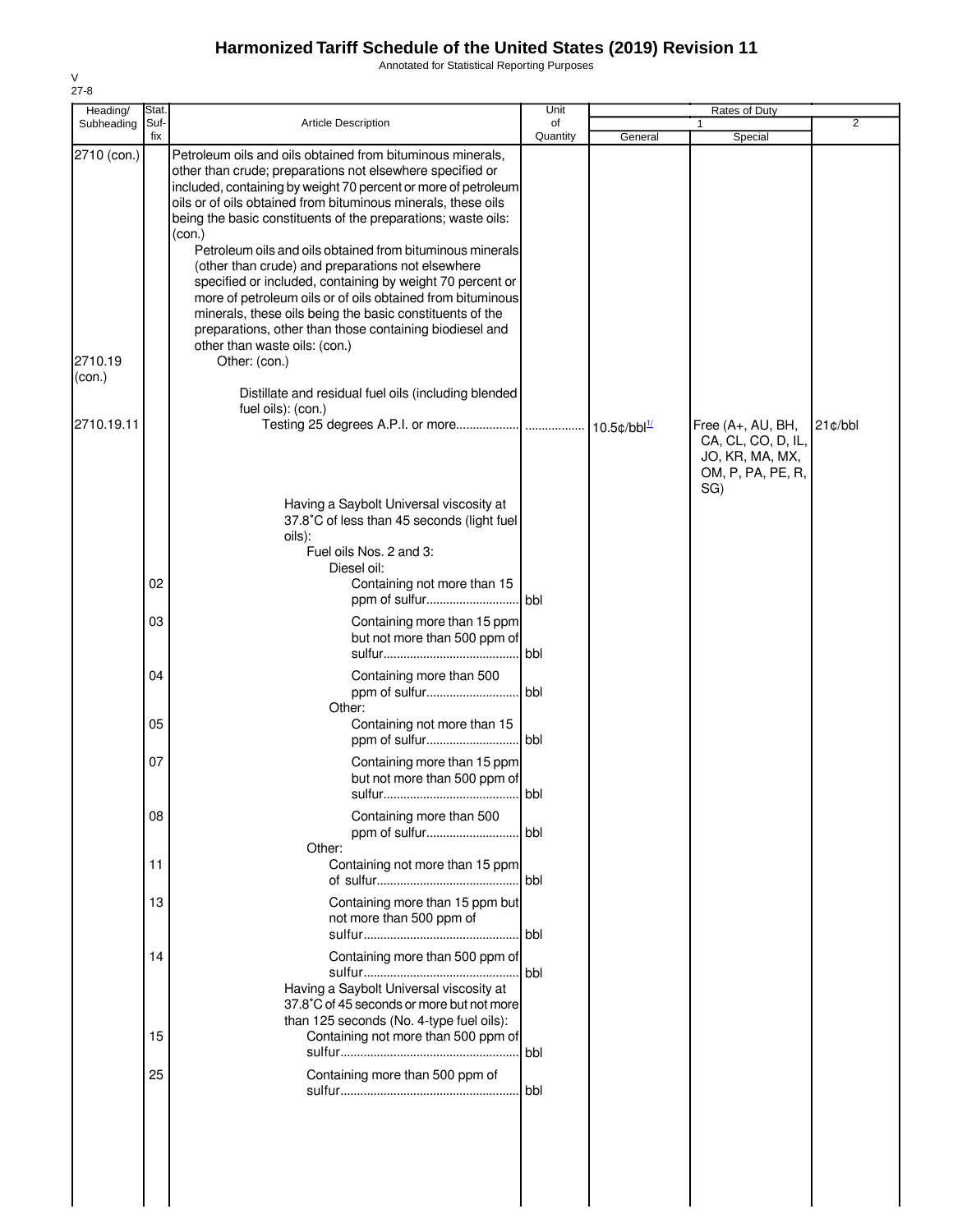# Harmonized Tariff Schedule of the United States (2019) Revision 11

Annotated for Statistical Reporting Purposes

V
27-8

| Heading/ Subheading | Stat. Suf- fix | Article Description | Unit of Quantity | Rates of Duty 1 General | Rates of Duty 1 Special | Rates of Duty 2 |
|---|---|---|---|---|---|---|
| 2710 (con.) | | Petroleum oils and oils obtained from bituminous minerals, other than crude; preparations not elsewhere specified or included, containing by weight 70 percent or more of petroleum oils or of oils obtained from bituminous minerals, these oils being the basic constituents of the preparations; waste oils: (con.) | | | | |
| | | Petroleum oils and oils obtained from bituminous minerals (other than crude) and preparations not elsewhere specified or included, containing by weight 70 percent or more of petroleum oils or of oils obtained from bituminous minerals, these oils being the basic constituents of the preparations, other than those containing biodiesel and other than waste oils: (con.) | | | | |
| 2710.19 (con.) | | Other: (con.) | | | | |
| | | Distillate and residual fuel oils (including blended fuel oils): (con.) | | | | |
| 2710.19.11 | | Testing 25 degrees A.P.I. or more | | 10.5¢/bbl[1/] | Free (A+, AU, BH, CA, CL, CO, D, IL, JO, KR, MA, MX, OM, P, PA, PE, R, SG) | 21¢/bbl |
| | | Having a Saybolt Universal viscosity at 37.8°C of less than 45 seconds (light fuel oils): | | | | |
| | | Fuel oils Nos. 2 and 3: | | | | |
| | | Diesel oil: | | | | |
| | 02 | Containing not more than 15 ppm of sulfur | bbl | | | |
| | 03 | Containing more than 15 ppm but not more than 500 ppm of sulfur | bbl | | | |
| | 04 | Containing more than 500 ppm of sulfur | bbl | | | |
| | | Other: | | | | |
| | 05 | Containing not more than 15 ppm of sulfur | bbl | | | |
| | 07 | Containing more than 15 ppm but not more than 500 ppm of sulfur | bbl | | | |
| | 08 | Containing more than 500 ppm of sulfur | bbl | | | |
| | | Other: | | | | |
| | 11 | Containing not more than 15 ppm of sulfur | bbl | | | |
| | 13 | Containing more than 15 ppm but not more than 500 ppm of sulfur | bbl | | | |
| | 14 | Containing more than 500 ppm of sulfur | bbl | | | |
| | | Having a Saybolt Universal viscosity at 37.8°C of 45 seconds or more but not more than 125 seconds (No. 4-type fuel oils): | | | | |
| | 15 | Containing not more than 500 ppm of sulfur | bbl | | | |
| | 25 | Containing more than 500 ppm of sulfur | bbl | | | |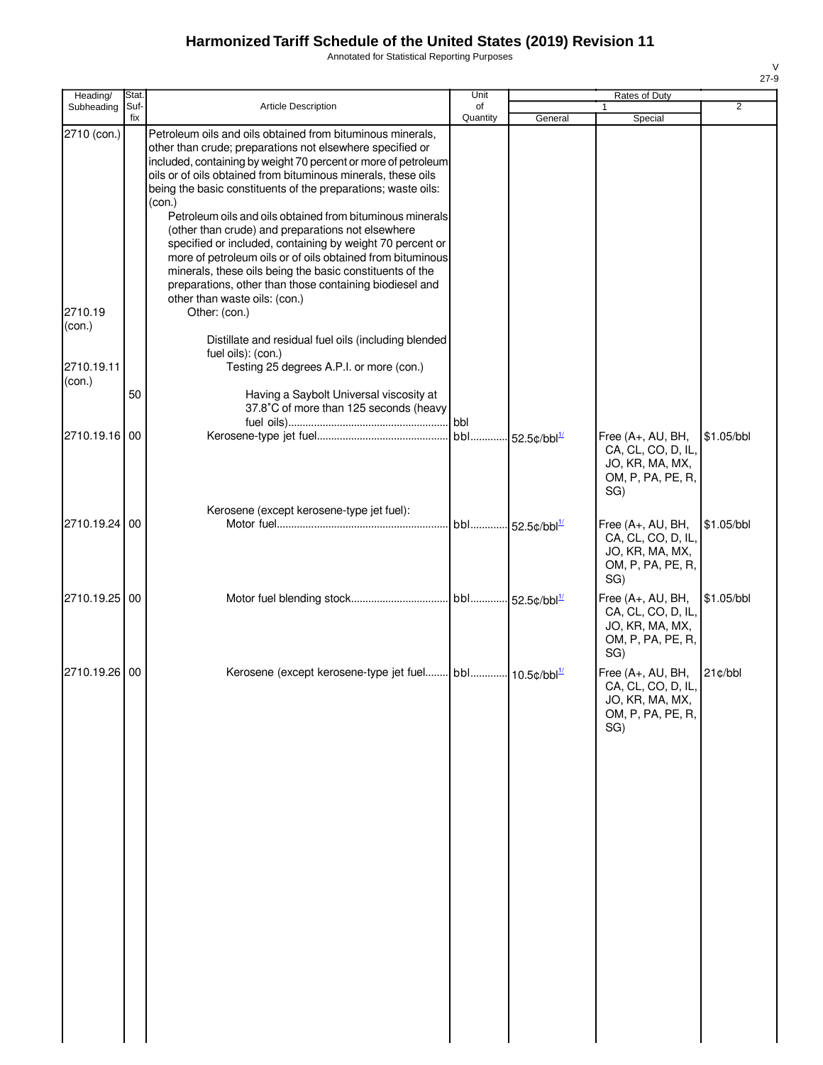# Harmonized Tariff Schedule of the United States (2019) Revision 11

Annotated for Statistical Reporting Purposes

| Heading/ Subheading | Stat. Suf- fix | Article Description | Unit of Quantity | Rates of Duty 1 General | Special | 2 |
|---|---|---|---|---|---|---|
| 2710 (con.) | | Petroleum oils and oils obtained from bituminous minerals, other than crude; preparations not elsewhere specified or included, containing by weight 70 percent or more of petroleum oils or of oils obtained from bituminous minerals, these oils being the basic constituents of the preparations; waste oils: (con.) | | | | |
| | | Petroleum oils and oils obtained from bituminous minerals (other than crude) and preparations not elsewhere specified or included, containing by weight 70 percent or more of petroleum oils or of oils obtained from bituminous minerals, these oils being the basic constituents of the preparations, other than those containing biodiesel and other than waste oils: (con.) | | | | |
| 2710.19 (con.) | | Other: (con.) | | | | |
| | | Distillate and residual fuel oils (including blended fuel oils): (con.) | | | | |
| 2710.19.11 (con.) | | Testing 25 degrees A.P.I. or more (con.) | | | | |
| | 50 | Having a Saybolt Universal viscosity at 37.8°C of more than 125 seconds (heavy fuel oils) | bbl | | | |
| 2710.19.16 | 00 | Kerosene-type jet fuel | bbl | 52.5¢/bbl[1/] | Free (A+, AU, BH, CA, CL, CO, D, IL, JO, KR, MA, MX, OM, P, PA, PE, R, SG) | $1.05/bbl |
| | | Kerosene (except kerosene-type jet fuel): | | | | |
| 2710.19.24 | 00 | Motor fuel | bbl | 52.5¢/bbl[1/] | Free (A+, AU, BH, CA, CL, CO, D, IL, JO, KR, MA, MX, OM, P, PA, PE, R, SG) | $1.05/bbl |
| 2710.19.25 | 00 | Motor fuel blending stock | bbl | 52.5¢/bbl[1/] | Free (A+, AU, BH, CA, CL, CO, D, IL, JO, KR, MA, MX, OM, P, PA, PE, R, SG) | $1.05/bbl |
| 2710.19.26 | 00 | Kerosene (except kerosene-type jet fuel | bbl | 10.5¢/bbl[1/] | Free (A+, AU, BH, CA, CL, CO, D, IL, JO, KR, MA, MX, OM, P, PA, PE, R, SG) | 21¢/bbl |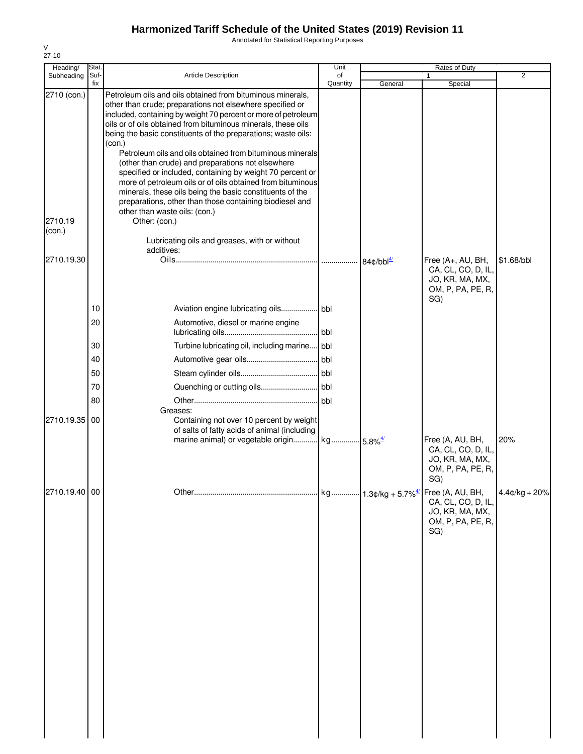# Harmonized Tariff Schedule of the United States (2019) Revision 11

Annotated for Statistical Reporting Purposes

V
27-10

| Heading/ Subheading | Stat. Suf- fix | Article Description | Unit of Quantity | Rates of Duty 1 General | Rates of Duty 1 Special | Rates of Duty 2 |
|---|---|---|---|---|---|---|
| 2710 (con.) | | Petroleum oils and oils obtained from bituminous minerals, other than crude; preparations not elsewhere specified or included, containing by weight 70 percent or more of petroleum oils or of oils obtained from bituminous minerals, these oils being the basic constituents of the preparations; waste oils: (con.) | | | | |
| | | Petroleum oils and oils obtained from bituminous minerals (other than crude) and preparations not elsewhere specified or included, containing by weight 70 percent or more of petroleum oils or of oils obtained from bituminous minerals, these oils being the basic constituents of the preparations, other than those containing biodiesel and other than waste oils: (con.) | | | | |
| 2710.19 (con.) | | Other: (con.) | | | | |
| | | Lubricating oils and greases, with or without additives: | | | | |
| 2710.19.30 | | Oils | | 84¢/bbl[4/] | Free (A+, AU, BH, CA, CL, CO, D, IL, JO, KR, MA, MX, OM, P, PA, PE, R, SG) | $1.68/bbl |
| | 10 | Aviation engine lubricating oils | bbl | | | |
| | 20 | Automotive, diesel or marine engine lubricating oils | bbl | | | |
| | 30 | Turbine lubricating oil, including marine | bbl | | | |
| | 40 | Automotive gear oils | bbl | | | |
| | 50 | Steam cylinder oils | bbl | | | |
| | 70 | Quenching or cutting oils | bbl | | | |
| | 80 | Other | bbl | | | |
| | | Greases: | | | | |
| 2710.19.35 | 00 | Containing not over 10 percent by weight of salts of fatty acids of animal (including marine animal) or vegetable origin | kg | 5.8%[4/] | Free (A, AU, BH, CA, CL, CO, D, IL, JO, KR, MA, MX, OM, P, PA, PE, R, SG) | 20% |
| 2710.19.40 | 00 | Other | kg | 1.3¢/kg + 5.7%[4/] | Free (A, AU, BH, CA, CL, CO, D, IL, JO, KR, MA, MX, OM, P, PA, PE, R, SG) | 4.4¢/kg + 20% |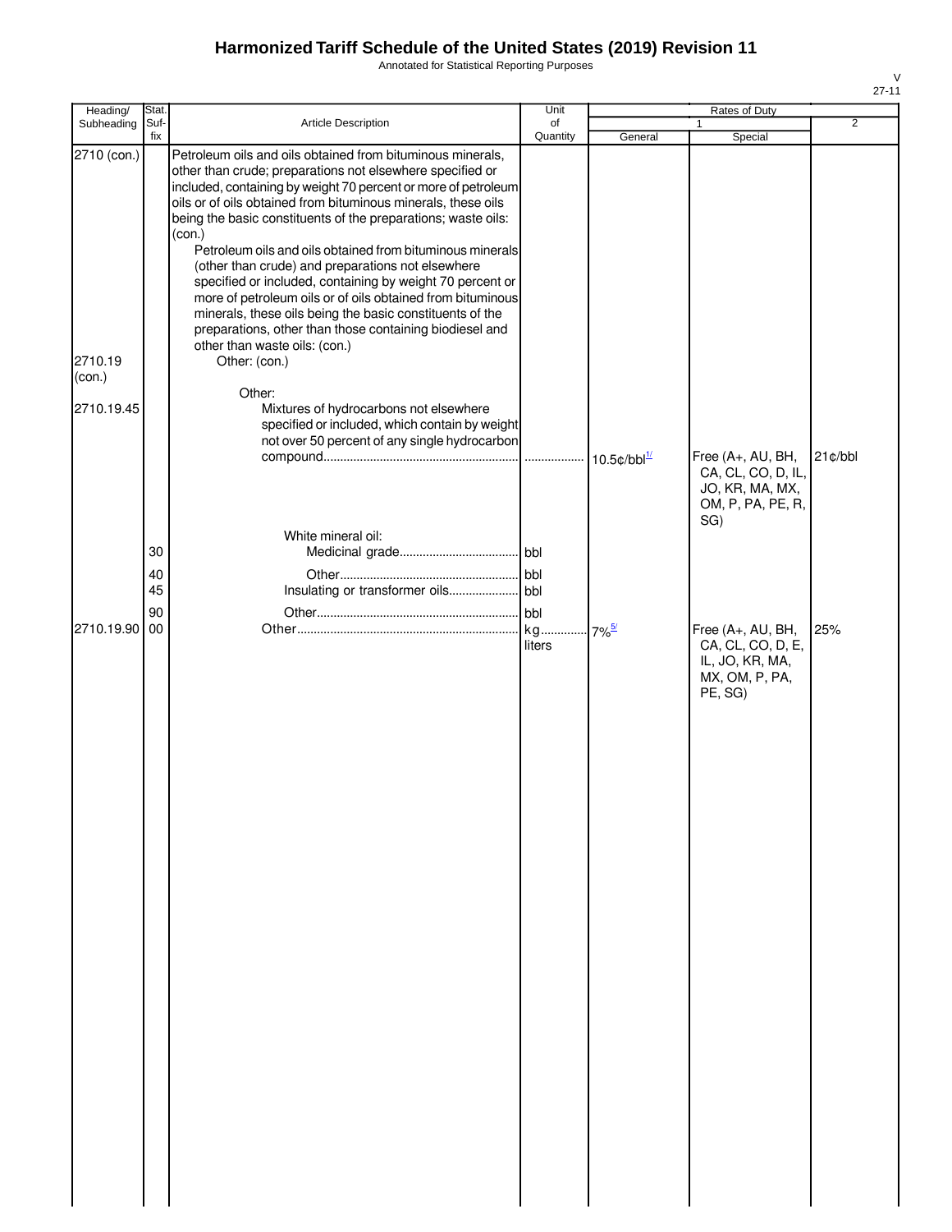# Harmonized Tariff Schedule of the United States (2019) Revision 11

Annotated for Statistical Reporting Purposes

| Heading/ Subheading | Stat. Suf- fix | Article Description | Unit of Quantity | Rates of Duty 1 General | Special | 2 |
|---|---|---|---|---|---|---|
| 2710 (con.) | | Petroleum oils and oils obtained from bituminous minerals, other than crude; preparations not elsewhere specified or included, containing by weight 70 percent or more of petroleum oils or of oils obtained from bituminous minerals, these oils being the basic constituents of the preparations; waste oils: (con.) | | | | |
| | | Petroleum oils and oils obtained from bituminous minerals (other than crude) and preparations not elsewhere specified or included, containing by weight 70 percent or more of petroleum oils or of oils obtained from bituminous minerals, these oils being the basic constituents of the preparations, other than those containing biodiesel and other than waste oils: (con.) | | | | |
| 2710.19 (con.) | | Other: (con.) | | | | |
| | | Other: | | | | |
| 2710.19.45 | | Mixtures of hydrocarbons not elsewhere specified or included, which contain by weight not over 50 percent of any single hydrocarbon compound | ................. | 10.5¢/bbl[1/] | Free (A+, AU, BH, CA, CL, CO, D, IL, JO, KR, MA, MX, OM, P, PA, PE, R, SG) | 21¢/bbl |
| | | White mineral oil: | | | | |
| | 30 | Medicinal grade | bbl | | | |
| | 40 | Other | bbl | | | |
| | 45 | Insulating or transformer oils | bbl | | | |
| | 90 | Other | bbl | | | |
| 2710.19.90 | 00 | Other | kg liters | 7%[5/] | Free (A+, AU, BH, CA, CL, CO, D, E, IL, JO, KR, MA, MX, OM, P, PA, PE, SG) | 25% |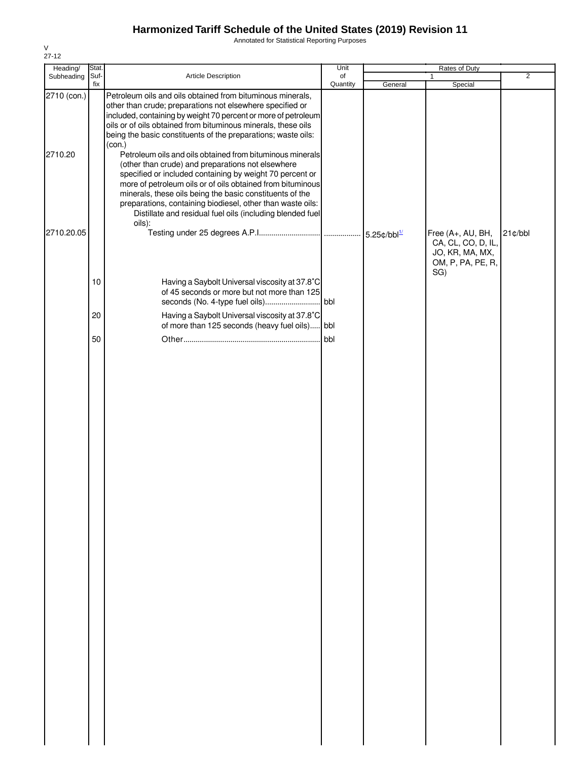# Harmonized Tariff Schedule of the United States (2019) Revision 11

Annotated for Statistical Reporting Purposes

V
27-12

| Heading/ Subheading | Stat. Suf- fix | Article Description | Unit of Quantity | Rates of Duty 1 General | Special | 2 |
|---|---|---|---|---|---|---|
| 2710 (con.) | | Petroleum oils and oils obtained from bituminous minerals, other than crude; preparations not elsewhere specified or included, containing by weight 70 percent or more of petroleum oils or of oils obtained from bituminous minerals, these oils being the basic constituents of the preparations; waste oils: (con.) | | | | |
| 2710.20 | | Petroleum oils and oils obtained from bituminous minerals (other than crude) and preparations not elsewhere specified or included containing by weight 70 percent or more of petroleum oils or of oils obtained from bituminous minerals, these oils being the basic constituents of the preparations, containing biodiesel, other than waste oils: | | | | |
| | | Distillate and residual fuel oils (including blended fuel oils): | | | | |
| 2710.20.05 | | Testing under 25 degrees A.P.I. | | 5.25¢/bbl[1/] | Free (A+, AU, BH, CA, CL, CO, D, IL, JO, KR, MA, MX, OM, P, PA, PE, R, SG) | 21¢/bbl |
| | 10 | Having a Saybolt Universal viscosity at 37.8˚C of 45 seconds or more but not more than 125 seconds (No. 4-type fuel oils) | bbl | | | |
| | 20 | Having a Saybolt Universal viscosity at 37.8˚C of more than 125 seconds (heavy fuel oils) | bbl | | | |
| | 50 | Other | bbl | | | |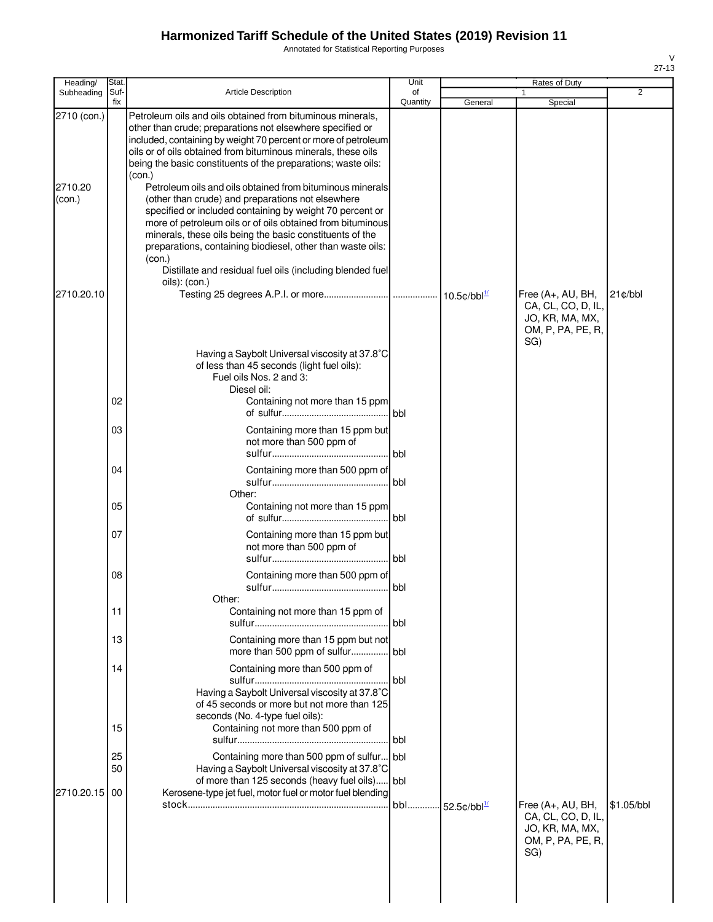# Harmonized Tariff Schedule of the United States (2019) Revision 11

Annotated for Statistical Reporting Purposes

| Heading/ Subheading | Stat. Suf- fix | Article Description | Unit of Quantity | Rates of Duty 1 General | Special | 2 |
|---|---|---|---|---|---|---|
| 2710 (con.) | | Petroleum oils and oils obtained from bituminous minerals, other than crude; preparations not elsewhere specified or included, containing by weight 70 percent or more of petroleum oils or of oils obtained from bituminous minerals, these oils being the basic constituents of the preparations; waste oils: (con.) | | | | |
| 2710.20 (con.) | | Petroleum oils and oils obtained from bituminous minerals (other than crude) and preparations not elsewhere specified or included containing by weight 70 percent or more of petroleum oils or of oils obtained from bituminous minerals, these oils being the basic constituents of the preparations, containing biodiesel, other than waste oils: (con.) | | | | |
| | | Distillate and residual fuel oils (including blended fuel oils): (con.) | | | | |
| 2710.20.10 | | Testing 25 degrees A.P.I. or more | | 10.5¢/bbl[1/] | Free (A+, AU, BH, CA, CL, CO, D, IL, JO, KR, MA, MX, OM, P, PA, PE, R, SG) | 21¢/bbl |
| | | Having a Saybolt Universal viscosity at 37.8˚C of less than 45 seconds (light fuel oils): | | | | |
| | | Fuel oils Nos. 2 and 3: | | | | |
| | | Diesel oil: | | | | |
| | 02 | Containing not more than 15 ppm of sulfur | bbl | | | |
| | 03 | Containing more than 15 ppm but not more than 500 ppm of sulfur | bbl | | | |
| | 04 | Containing more than 500 ppm of sulfur | bbl | | | |
| | | Other: | | | | |
| | 05 | Containing not more than 15 ppm of sulfur | bbl | | | |
| | 07 | Containing more than 15 ppm but not more than 500 ppm of sulfur | bbl | | | |
| | 08 | Containing more than 500 ppm of sulfur | bbl | | | |
| | | Other: | | | | |
| | 11 | Containing not more than 15 ppm of sulfur | bbl | | | |
| | 13 | Containing more than 15 ppm but not more than 500 ppm of sulfur | bbl | | | |
| | 14 | Containing more than 500 ppm of sulfur | bbl | | | |
| | | Having a Saybolt Universal viscosity at 37.8˚C of 45 seconds or more but not more than 125 seconds (No. 4-type fuel oils): | | | | |
| | 15 | Containing not more than 500 ppm of sulfur | bbl | | | |
| | 25 | Containing more than 500 ppm of sulfur | bbl | | | |
| | 50 | Having a Saybolt Universal viscosity at 37.8˚C of more than 125 seconds (heavy fuel oils) | bbl | | | |
| 2710.20.15 | 00 | Kerosene-type jet fuel, motor fuel or motor fuel blending stock | bbl | 52.5¢/bbl[1/] | Free (A+, AU, BH, CA, CL, CO, D, IL, JO, KR, MA, MX, OM, P, PA, PE, R, SG) | $1.05/bbl |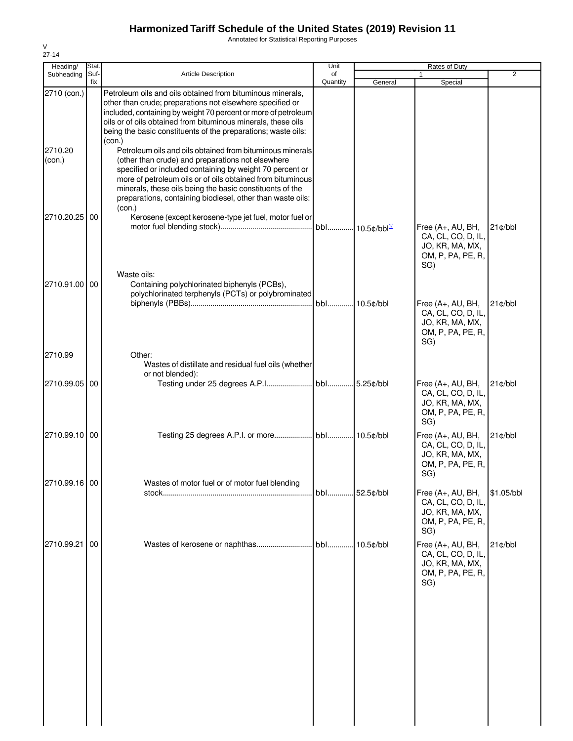# Harmonized Tariff Schedule of the United States (2019) Revision 11

Annotated for Statistical Reporting Purposes

V
27-14

| Heading/ Subheading | Stat. Suf- fix | Article Description | Unit of Quantity | Rates of Duty 1 General | Special | 2 |
|---|---|---|---|---|---|---|
| 2710 (con.) | | Petroleum oils and oils obtained from bituminous minerals, other than crude; preparations not elsewhere specified or included, containing by weight 70 percent or more of petroleum oils or of oils obtained from bituminous minerals, these oils being the basic constituents of the preparations; waste oils: (con.) | | | | |
| 2710.20 (con.) | | Petroleum oils and oils obtained from bituminous minerals (other than crude) and preparations not elsewhere specified or included containing by weight 70 percent or more of petroleum oils or of oils obtained from bituminous minerals, these oils being the basic constituents of the preparations, containing biodiesel, other than waste oils: (con.) | | | | |
| 2710.20.25 | 00 | Kerosene (except kerosene-type jet fuel, motor fuel or motor fuel blending stock) | bbl | 10.5¢/bbl[1/] | Free (A+, AU, BH, CA, CL, CO, D, IL, JO, KR, MA, MX, OM, P, PA, PE, R, SG) | 21¢/bbl |
| | | Waste oils: | | | | |
| 2710.91.00 | 00 | Containing polychlorinated biphenyls (PCBs), polychlorinated terphenyls (PCTs) or polybrominated biphenyls (PBBs) | bbl | 10.5¢/bbl | Free (A+, AU, BH, CA, CL, CO, D, IL, JO, KR, MA, MX, OM, P, PA, PE, R, SG) | 21¢/bbl |
| 2710.99 | | Other: | | | | |
| | | Wastes of distillate and residual fuel oils (whether or not blended): | | | | |
| 2710.99.05 | 00 | Testing under 25 degrees A.P.I. | bbl | 5.25¢/bbl | Free (A+, AU, BH, CA, CL, CO, D, IL, JO, KR, MA, MX, OM, P, PA, PE, R, SG) | 21¢/bbl |
| 2710.99.10 | 00 | Testing 25 degrees A.P.I. or more | bbl | 10.5¢/bbl | Free (A+, AU, BH, CA, CL, CO, D, IL, JO, KR, MA, MX, OM, P, PA, PE, R, SG) | 21¢/bbl |
| 2710.99.16 | 00 | Wastes of motor fuel or of motor fuel blending stock | bbl | 52.5¢/bbl | Free (A+, AU, BH, CA, CL, CO, D, IL, JO, KR, MA, MX, OM, P, PA, PE, R, SG) | $1.05/bbl |
| 2710.99.21 | 00 | Wastes of kerosene or naphthas | bbl | 10.5¢/bbl | Free (A+, AU, BH, CA, CL, CO, D, IL, JO, KR, MA, MX, OM, P, PA, PE, R, SG) | 21¢/bbl |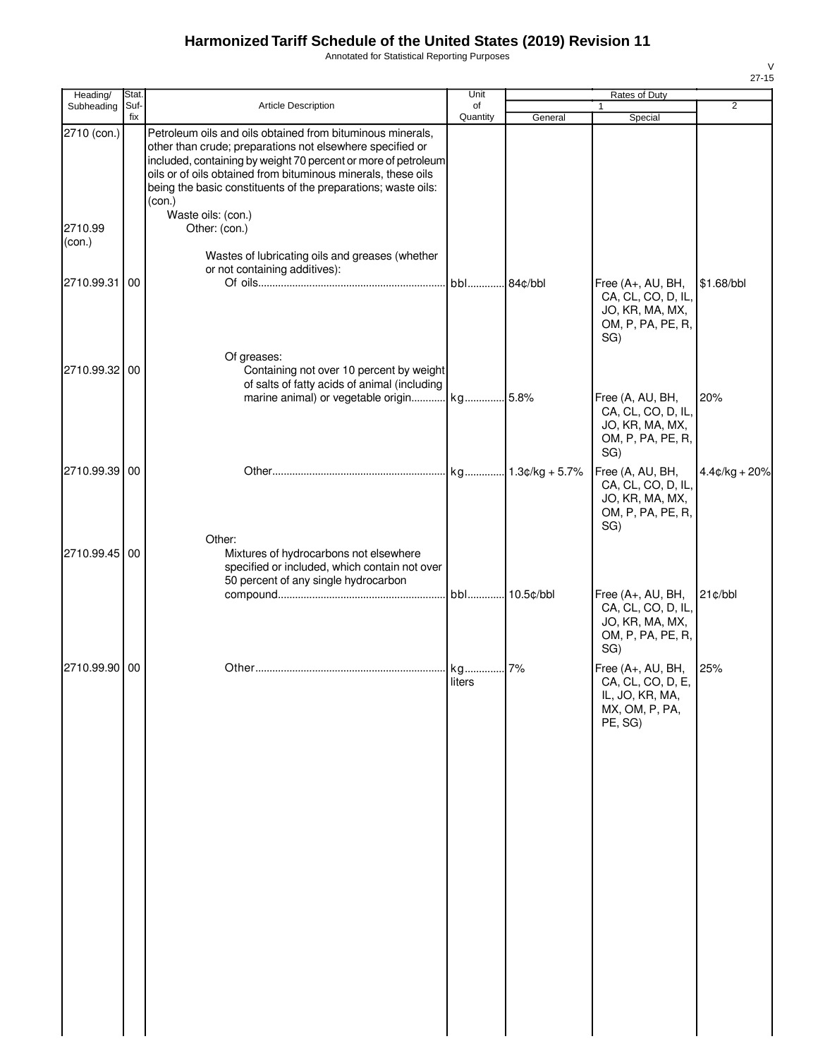# Harmonized Tariff Schedule of the United States (2019) Revision 11

Annotated for Statistical Reporting Purposes

V
27-15

| Heading/ Subheading | Stat. Suf- fix | Article Description | Unit of Quantity | Rates of Duty 1 General | Special | 2 |
|---|---|---|---|---|---|---|
| 2710 (con.) | | Petroleum oils and oils obtained from bituminous minerals, other than crude; preparations not elsewhere specified or included, containing by weight 70 percent or more of petroleum oils or of oils obtained from bituminous minerals, these oils being the basic constituents of the preparations; waste oils: (con.) | | | | |
| | | Waste oils: (con.) | | | | |
| 2710.99 (con.) | | Other: (con.) | | | | |
| | | Wastes of lubricating oils and greases (whether or not containing additives): | | | | |
| 2710.99.31 | 00 | Of oils | bbl | 84¢/bbl | Free (A+, AU, BH, CA, CL, CO, D, IL, JO, KR, MA, MX, OM, P, PA, PE, R, SG) | $1.68/bbl |
| | | Of greases: | | | | |
| 2710.99.32 | 00 | Containing not over 10 percent by weight of salts of fatty acids of animal (including marine animal) or vegetable origin | kg | 5.8% | Free (A, AU, BH, CA, CL, CO, D, IL, JO, KR, MA, MX, OM, P, PA, PE, R, SG) | 20% |
| 2710.99.39 | 00 | Other | kg | 1.3¢/kg + 5.7% | Free (A, AU, BH, CA, CL, CO, D, IL, JO, KR, MA, MX, OM, P, PA, PE, R, SG) | 4.4¢/kg + 20% |
| | | Other: | | | | |
| 2710.99.45 | 00 | Mixtures of hydrocarbons not elsewhere specified or included, which contain not over 50 percent of any single hydrocarbon compound | bbl | 10.5¢/bbl | Free (A+, AU, BH, CA, CL, CO, D, IL, JO, KR, MA, MX, OM, P, PA, PE, R, SG) | 21¢/bbl |
| 2710.99.90 | 00 | Other | kg liters | 7% | Free (A+, AU, BH, CA, CL, CO, D, E, IL, JO, KR, MA, MX, OM, P, PA, PE, SG) | 25% |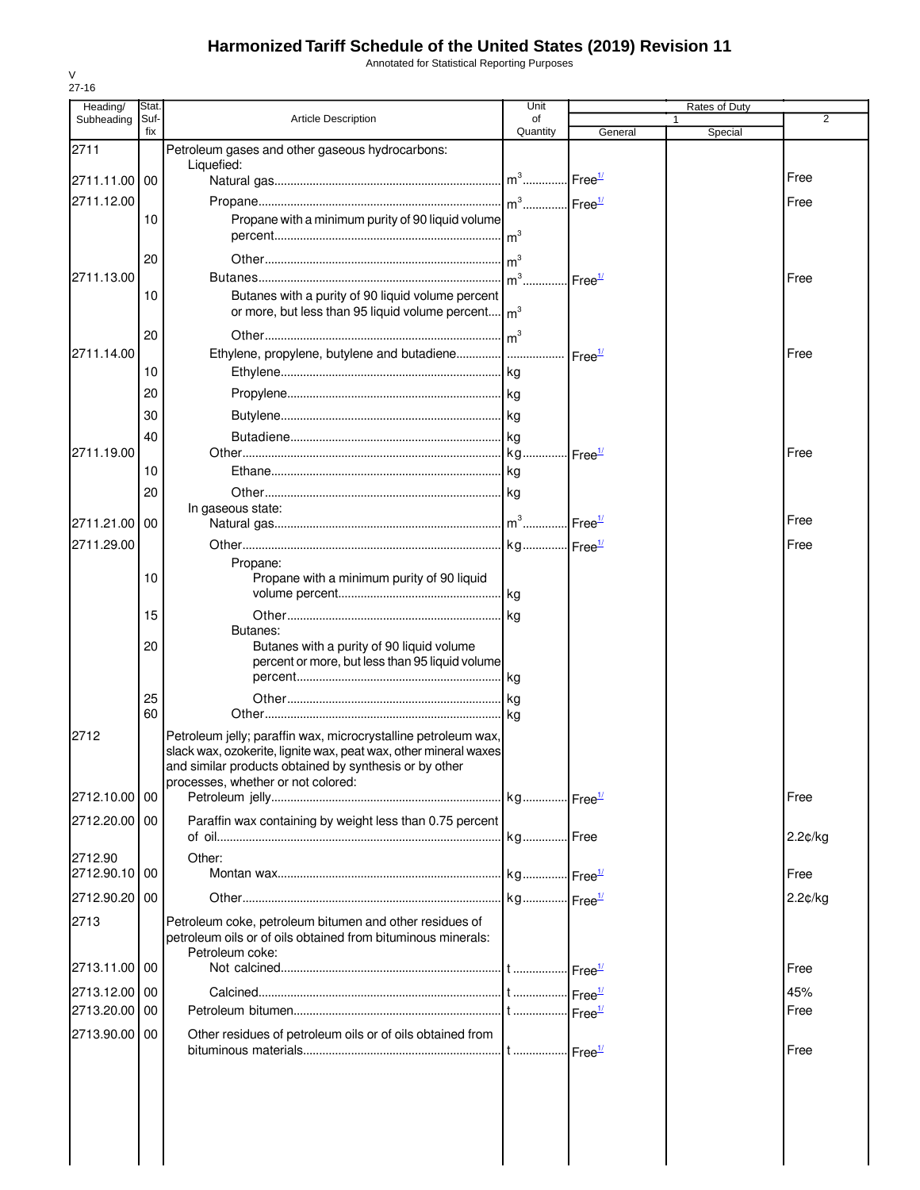# Harmonized Tariff Schedule of the United States (2019) Revision 11

Annotated for Statistical Reporting Purposes

V
27-16

| Heading/ Subheading | Stat. Suf- fix | Article Description | Unit of Quantity | Rates of Duty 1 General | Rates of Duty 1 Special | Rates of Duty 2 |
|---|---|---|---|---|---|---|
| 2711 | | Petroleum gases and other gaseous hydrocarbons: | | | | |
| | | Liquefied: | | | | |
| 2711.11.00 | 00 | Natural gas | $m^3$ | Free[1/] | | Free |
| 2711.12.00 | | Propane | $m^3$ | Free[1/] | | Free |
| | 10 | Propane with a minimum purity of 90 liquid volume percent | $m^3$ | | | |
| | 20 | Other | $m^3$ | | | |
| 2711.13.00 | | Butanes | $m^3$ | Free[1/] | | Free |
| | 10 | Butanes with a purity of 90 liquid volume percent or more, but less than 95 liquid volume percent | $m^3$ | | | |
| | 20 | Other | $m^3$ | | | |
| 2711.14.00 | | Ethylene, propylene, butylene and butadiene | | Free[1/] | | Free |
| | 10 | Ethylene | kg | | | |
| | 20 | Propylene | kg | | | |
| | 30 | Butylene | kg | | | |
| | 40 | Butadiene | kg | | | |
| 2711.19.00 | | Other | kg | Free[1/] | | Free |
| | 10 | Ethane | kg | | | |
| | 20 | Other | kg | | | |
| | | In gaseous state: | | | | |
| 2711.21.00 | 00 | Natural gas | $m^3$ | Free[1/] | | Free |
| 2711.29.00 | | Other | kg | Free[1/] | | Free |
| | | Propane: | | | | |
| | 10 | Propane with a minimum purity of 90 liquid volume percent | kg | | | |
| | 15 | Other | kg | | | |
| | | Butanes: | | | | |
| | 20 | Butanes with a purity of 90 liquid volume percent or more, but less than 95 liquid volume percent | kg | | | |
| | 25 | Other | kg | | | |
| | 60 | Other | kg | | | |
| 2712 | | Petroleum jelly; paraffin wax, microcrystalline petroleum wax, slack wax, ozokerite, lignite wax, peat wax, other mineral waxes and similar products obtained by synthesis or by other processes, whether or not colored: | | | | |
| 2712.10.00 | 00 | Petroleum jelly | kg | Free[1/] | | Free |
| 2712.20.00 | 00 | Paraffin wax containing by weight less than 0.75 percent of oil | kg | Free | | 2.2¢/kg |
| 2712.90 | | Other: | | | | |
| 2712.90.10 | 00 | Montan wax | kg | Free[1/] | | Free |
| 2712.90.20 | 00 | Other | kg | Free[1/] | | 2.2¢/kg |
| 2713 | | Petroleum coke, petroleum bitumen and other residues of petroleum oils or of oils obtained from bituminous minerals: | | | | |
| | | Petroleum coke: | | | | |
| 2713.11.00 | 00 | Not calcined | t | Free[1/] | | Free |
| 2713.12.00 | 00 | Calcined | t | Free[1/] | | 45% |
| 2713.20.00 | 00 | Petroleum bitumen | t | Free[1/] | | Free |
| 2713.90.00 | 00 | Other residues of petroleum oils or of oils obtained from bituminous materials | t | Free[1/] | | Free |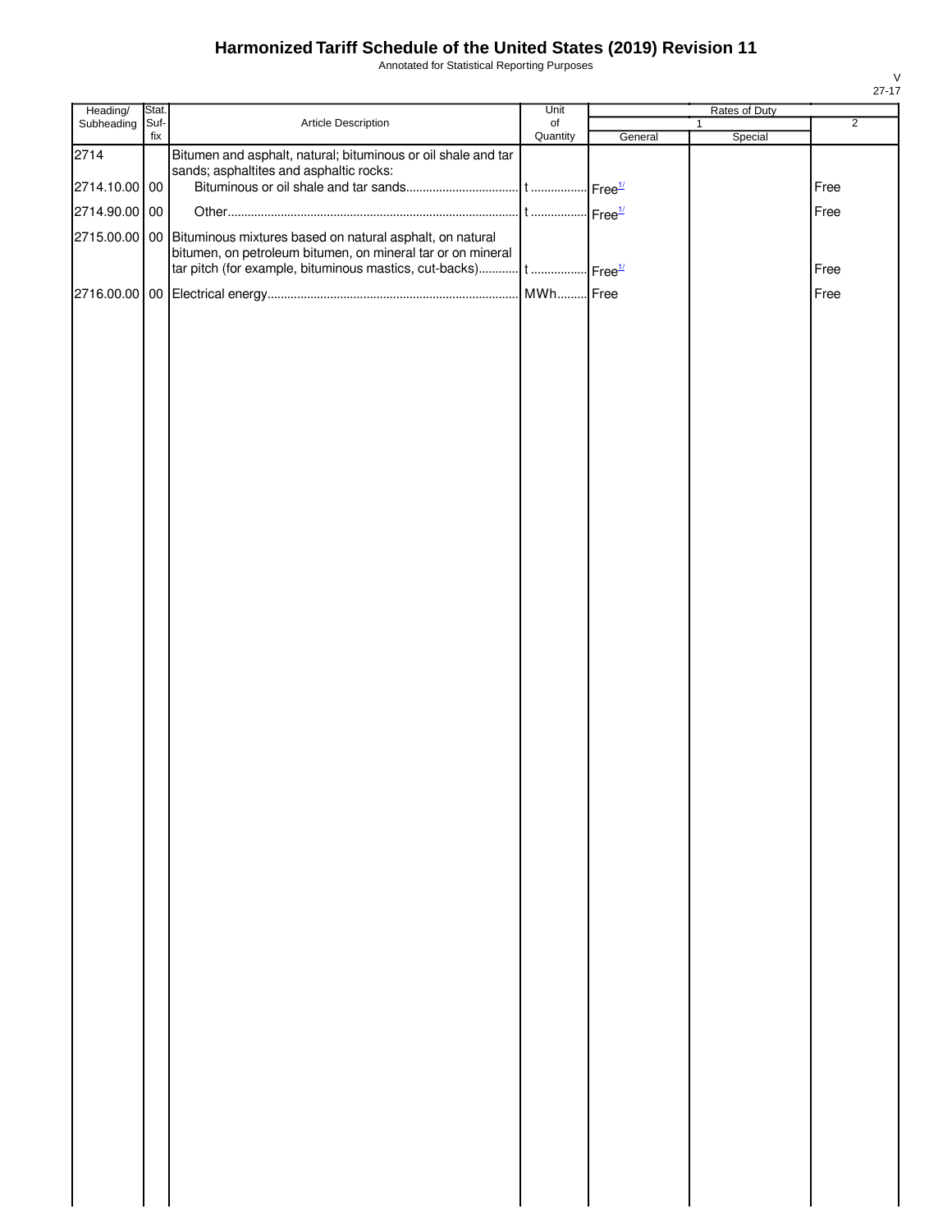# Harmonized Tariff Schedule of the United States (2019) Revision 11

Annotated for Statistical Reporting Purposes

V
27-17

| Heading/ Subheading | Stat. Suf- fix | Article Description | Unit of Quantity | Rates of Duty 1 General | Special | 2 |
|---|---|---|---|---|---|---|
| 2714 | | Bitumen and asphalt, natural; bituminous or oil shale and tar sands; asphaltites and asphaltic rocks: | | | | |
| 2714.10.00 | 00 | Bituminous or oil shale and tar sands | t | Free[1/] | | Free |
| 2714.90.00 | 00 | Other | t | Free[1/] | | Free |
| 2715.00.00 | 00 | Bituminous mixtures based on natural asphalt, on natural bitumen, on petroleum bitumen, on mineral tar or on mineral tar pitch (for example, bituminous mastics, cut-backs) | t | Free[1/] | | Free |
| 2716.00.00 | 00 | Electrical energy | MWh | Free | | Free |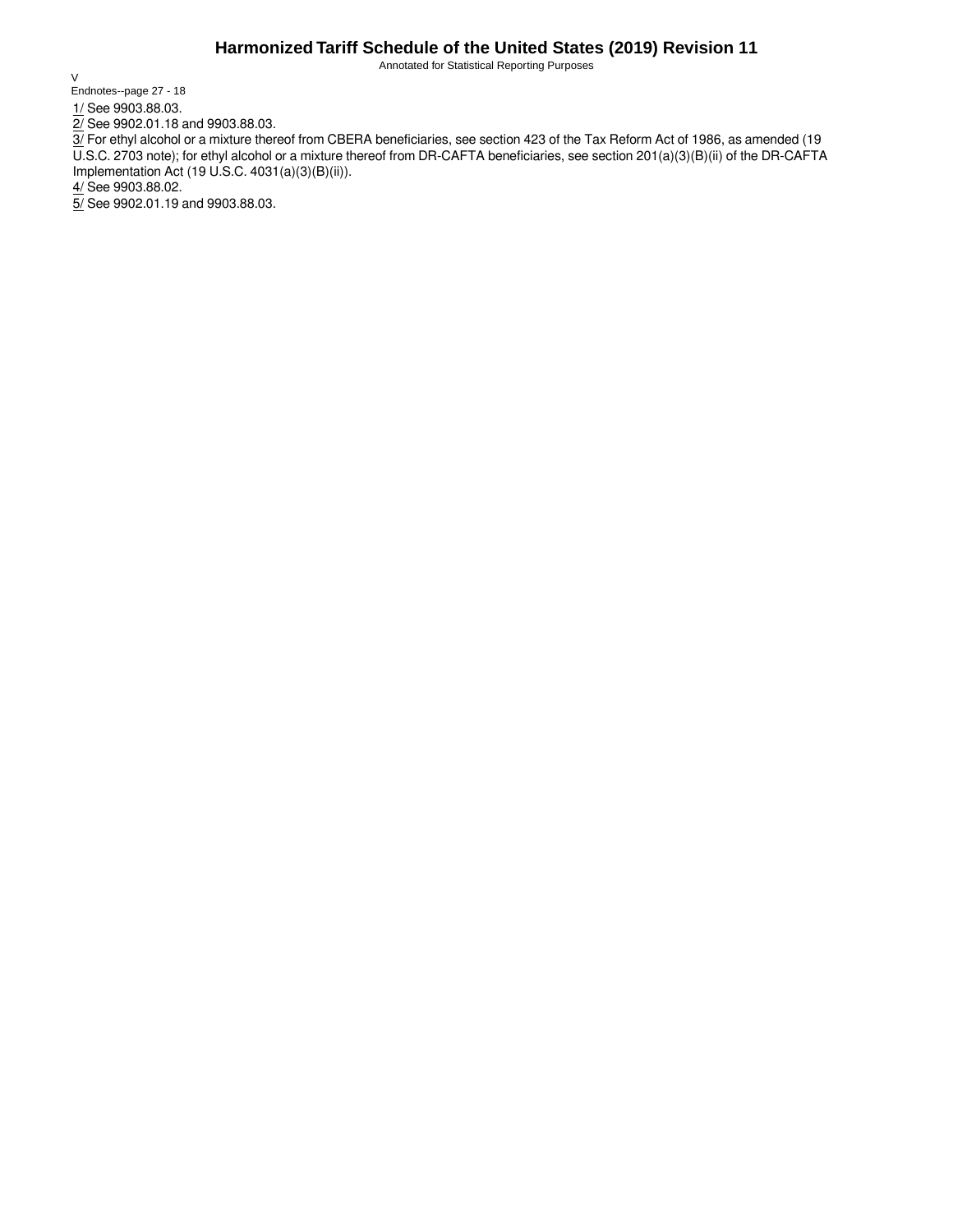1/ See 9903.88.03.

2/ See 9902.01.18 and 9903.88.03.

3/ For ethyl alcohol or a mixture thereof from CBERA beneficiaries, see section 423 of the Tax Reform Act of 1986, as amended (19 U.S.C. 2703 note); for ethyl alcohol or a mixture thereof from DR-CAFTA beneficiaries, see section 201(a)(3)(B)(ii) of the DR-CAFTA Implementation Act (19 U.S.C. 4031(a)(3)(B)(ii)).

4/ See 9903.88.02.

5/ See 9902.01.19 and 9903.88.03.